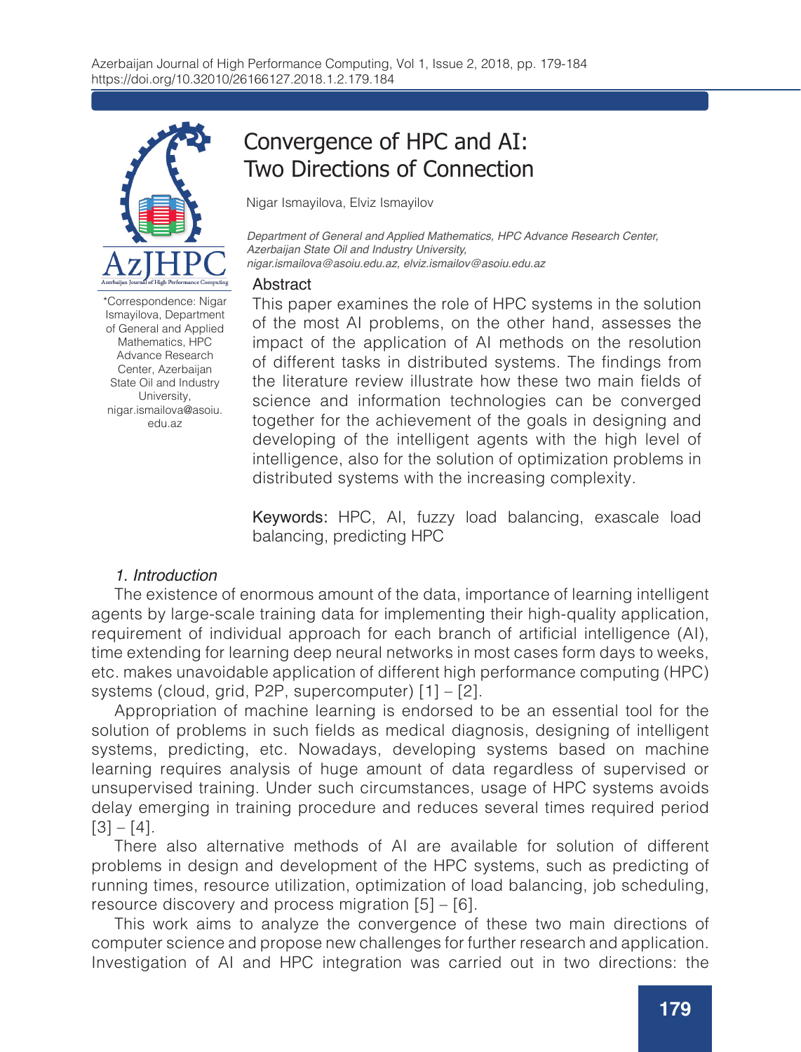# Convergence of HPC and AI: Two Directions of Connection

Nigar Ismayilova, Elviz Ismayilov

*Department of General and Applied Mathematics, HPC Advance Research Center, Azerbaijan State Oil and Industry University, nigar.ismailova@asoiu.edu.az, elviz.ismailov@asoiu.edu.az*

*Correspondence: Nigar Ismayilova, Department of General and Applied Mathematics, HPC Advance Research Center, Azerbaijan State Oil and Industry University, nigar.ismailova@asoiu.edu.az

## Abstract

This paper examines the role of HPC systems in the solution of the most AI problems, on the other hand, assesses the impact of the application of AI methods on the resolution of different tasks in distributed systems. The findings from the literature review illustrate how these two main fields of science and information technologies can be converged together for the achievement of the goals in designing and developing of the intelligent agents with the high level of intelligence, also for the solution of optimization problems in distributed systems with the increasing complexity.

**Keywords:** HPC, AI, fuzzy load balancing, exascale load balancing, predicting HPC

## *1. Introduction*

The existence of enormous amount of the data, importance of learning intelligent agents by large-scale training data for implementing their high-quality application, requirement of individual approach for each branch of artificial intelligence (AI), time extending for learning deep neural networks in most cases form days to weeks, etc. makes unavoidable application of different high performance computing (HPC) systems (cloud, grid, P2P, supercomputer) [1] – [2].

Appropriation of machine learning is endorsed to be an essential tool for the solution of problems in such fields as medical diagnosis, designing of intelligent systems, predicting, etc. Nowadays, developing systems based on machine learning requires analysis of huge amount of data regardless of supervised or unsupervised training. Under such circumstances, usage of HPC systems avoids delay emerging in training procedure and reduces several times required period [3] – [4].

There also alternative methods of AI are available for solution of different problems in design and development of the HPC systems, such as predicting of running times, resource utilization, optimization of load balancing, job scheduling, resource discovery and process migration [5] – [6].

This work aims to analyze the convergence of these two main directions of computer science and propose new challenges for further research and application. Investigation of AI and HPC integration was carried out in two directions: the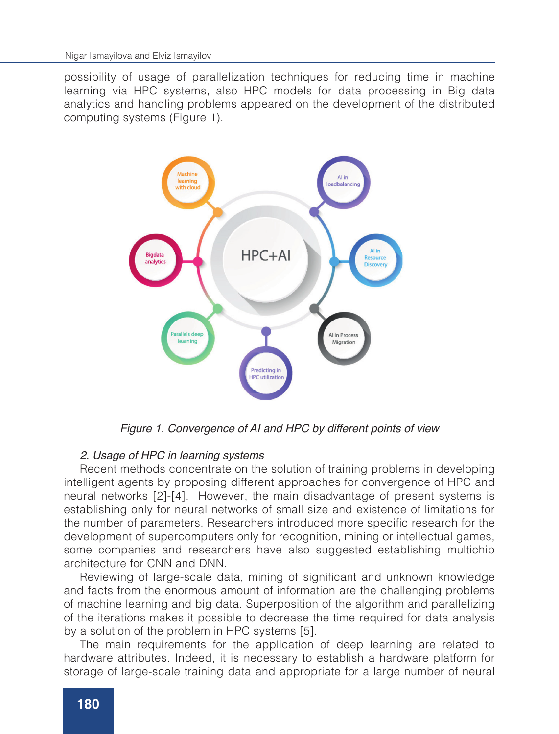possibility of usage of parallelization techniques for reducing time in machine learning via HPC systems, also HPC models for data processing in Big data analytics and handling problems appeared on the development of the distributed computing systems (Figure 1).

*Figure 1. Convergence of AI and HPC by different points of view*

*2. Usage of HPC in learning systems*

Recent methods concentrate on the solution of training problems in developing intelligent agents by proposing different approaches for convergence of HPC and neural networks [2]-[4]. However, the main disadvantage of present systems is establishing only for neural networks of small size and existence of limitations for the number of parameters. Researchers introduced more specific research for the development of supercomputers only for recognition, mining or intellectual games, some companies and researchers have also suggested establishing multichip architecture for CNN and DNN.

Reviewing of large-scale data, mining of significant and unknown knowledge and facts from the enormous amount of information are the challenging problems of machine learning and big data. Superposition of the algorithm and parallelizing of the iterations makes it possible to decrease the time required for data analysis by a solution of the problem in HPC systems [5].

The main requirements for the application of deep learning are related to hardware attributes. Indeed, it is necessary to establish a hardware platform for storage of large-scale training data and appropriate for a large number of neural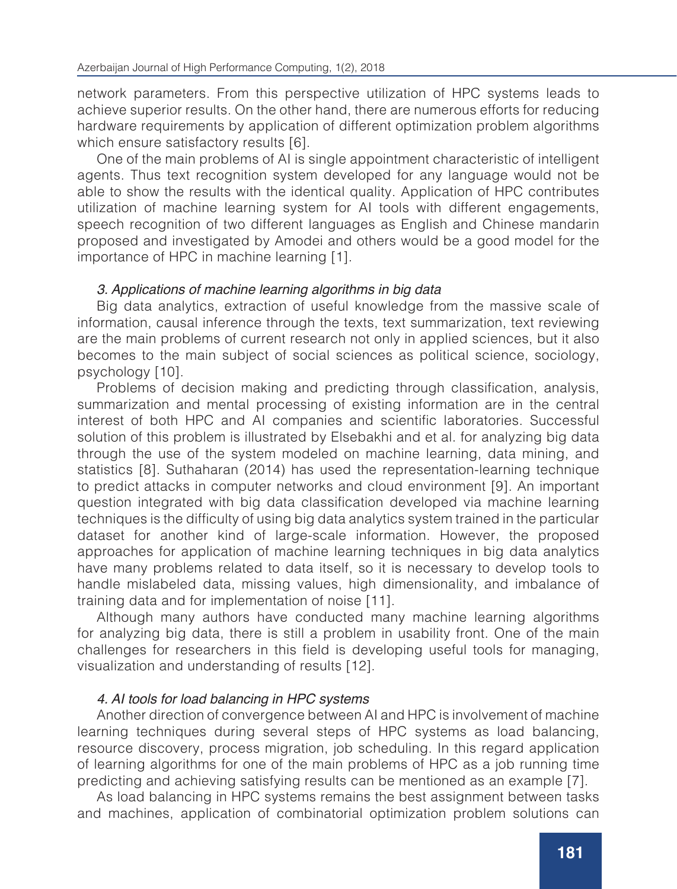network parameters. From this perspective utilization of HPC systems leads to achieve superior results. On the other hand, there are numerous efforts for reducing hardware requirements by application of different optimization problem algorithms which ensure satisfactory results [6].

One of the main problems of AI is single appointment characteristic of intelligent agents. Thus text recognition system developed for any language would not be able to show the results with the identical quality. Application of HPC contributes utilization of machine learning system for AI tools with different engagements, speech recognition of two different languages as English and Chinese mandarin proposed and investigated by Amodei and others would be a good model for the importance of HPC in machine learning [1].

### *3. Applications of machine learning algorithms in big data*

Big data analytics, extraction of useful knowledge from the massive scale of information, causal inference through the texts, text summarization, text reviewing are the main problems of current research not only in applied sciences, but it also becomes to the main subject of social sciences as political science, sociology, psychology [10].

Problems of decision making and predicting through classification, analysis, summarization and mental processing of existing information are in the central interest of both HPC and AI companies and scientific laboratories. Successful solution of this problem is illustrated by Elsebakhi and et al. for analyzing big data through the use of the system modeled on machine learning, data mining, and statistics [8]. Suthaharan (2014) has used the representation-learning technique to predict attacks in computer networks and cloud environment [9]. An important question integrated with big data classification developed via machine learning techniques is the difficulty of using big data analytics system trained in the particular dataset for another kind of large-scale information. However, the proposed approaches for application of machine learning techniques in big data analytics have many problems related to data itself, so it is necessary to develop tools to handle mislabeled data, missing values, high dimensionality, and imbalance of training data and for implementation of noise [11].

Although many authors have conducted many machine learning algorithms for analyzing big data, there is still a problem in usability front. One of the main challenges for researchers in this field is developing useful tools for managing, visualization and understanding of results [12].

### *4. AI tools for load balancing in HPC systems*

Another direction of convergence between AI and HPC is involvement of machine learning techniques during several steps of HPC systems as load balancing, resource discovery, process migration, job scheduling. In this regard application of learning algorithms for one of the main problems of HPC as a job running time predicting and achieving satisfying results can be mentioned as an example [7].

As load balancing in HPC systems remains the best assignment between tasks and machines, application of combinatorial optimization problem solutions can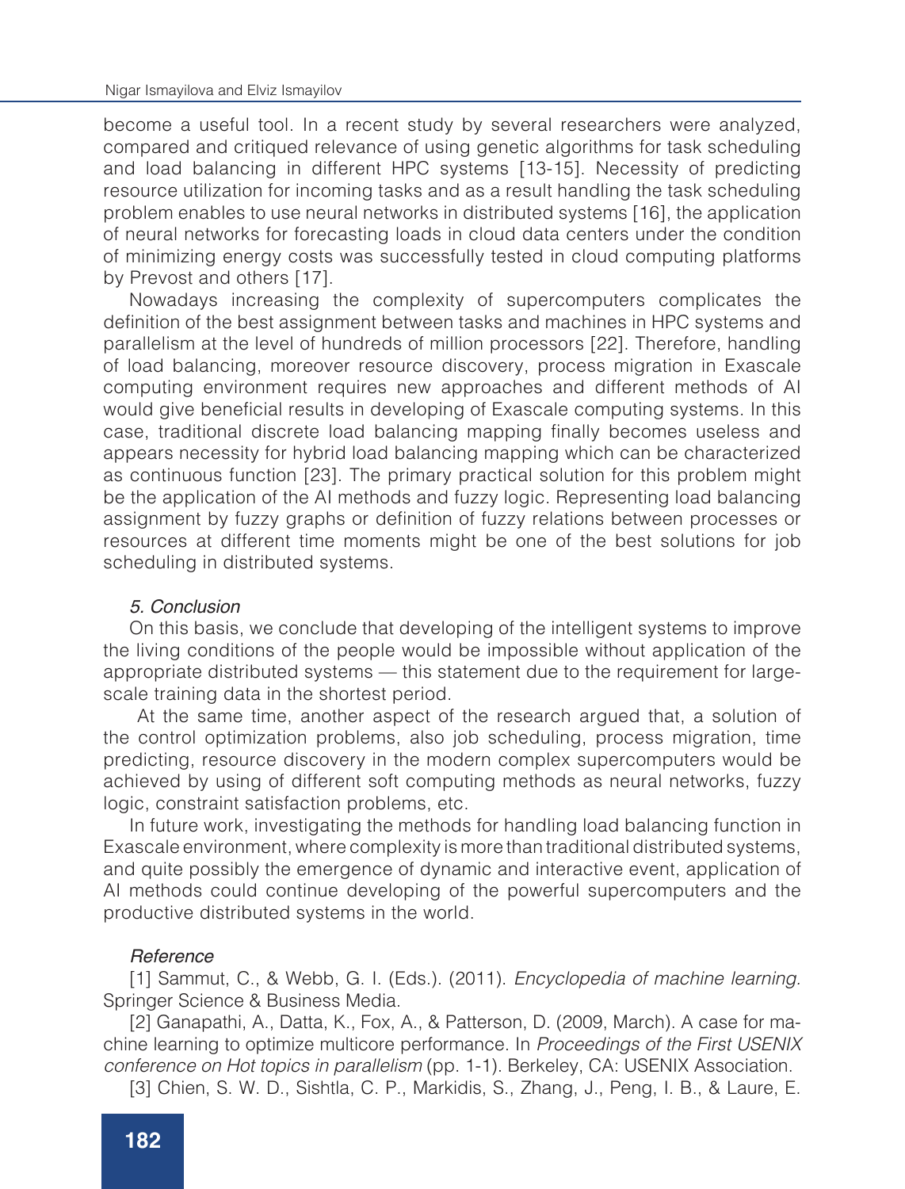become a useful tool. In a recent study by several researchers were analyzed, compared and critiqued relevance of using genetic algorithms for task scheduling and load balancing in different HPC systems [13-15]. Necessity of predicting resource utilization for incoming tasks and as a result handling the task scheduling problem enables to use neural networks in distributed systems [16], the application of neural networks for forecasting loads in cloud data centers under the condition of minimizing energy costs was successfully tested in cloud computing platforms by Prevost and others [17].

Nowadays increasing the complexity of supercomputers complicates the definition of the best assignment between tasks and machines in HPC systems and parallelism at the level of hundreds of million processors [22]. Therefore, handling of load balancing, moreover resource discovery, process migration in Exascale computing environment requires new approaches and different methods of AI would give beneficial results in developing of Exascale computing systems. In this case, traditional discrete load balancing mapping finally becomes useless and appears necessity for hybrid load balancing mapping which can be characterized as continuous function [23]. The primary practical solution for this problem might be the application of the AI methods and fuzzy logic. Representing load balancing assignment by fuzzy graphs or definition of fuzzy relations between processes or resources at different time moments might be one of the best solutions for job scheduling in distributed systems.

### *5. Conclusion*

On this basis, we conclude that developing of the intelligent systems to improve the living conditions of the people would be impossible without application of the appropriate distributed systems — this statement due to the requirement for large-scale training data in the shortest period.

At the same time, another aspect of the research argued that, a solution of the control optimization problems, also job scheduling, process migration, time predicting, resource discovery in the modern complex supercomputers would be achieved by using of different soft computing methods as neural networks, fuzzy logic, constraint satisfaction problems, etc.

In future work, investigating the methods for handling load balancing function in Exascale environment, where complexity is more than traditional distributed systems, and quite possibly the emergence of dynamic and interactive event, application of AI methods could continue developing of the powerful supercomputers and the productive distributed systems in the world.

### *Reference*

[1] Sammut, C., & Webb, G. I. (Eds.). (2011). *Encyclopedia of machine learning.* Springer Science & Business Media.

[2] Ganapathi, A., Datta, K., Fox, A., & Patterson, D. (2009, March). A case for machine learning to optimize multicore performance. In *Proceedings of the First USENIX conference on Hot topics in parallelism* (pp. 1-1). Berkeley, CA: USENIX Association.

[3] Chien, S. W. D., Sishtla, C. P., Markidis, S., Zhang, J., Peng, I. B., & Laure, E.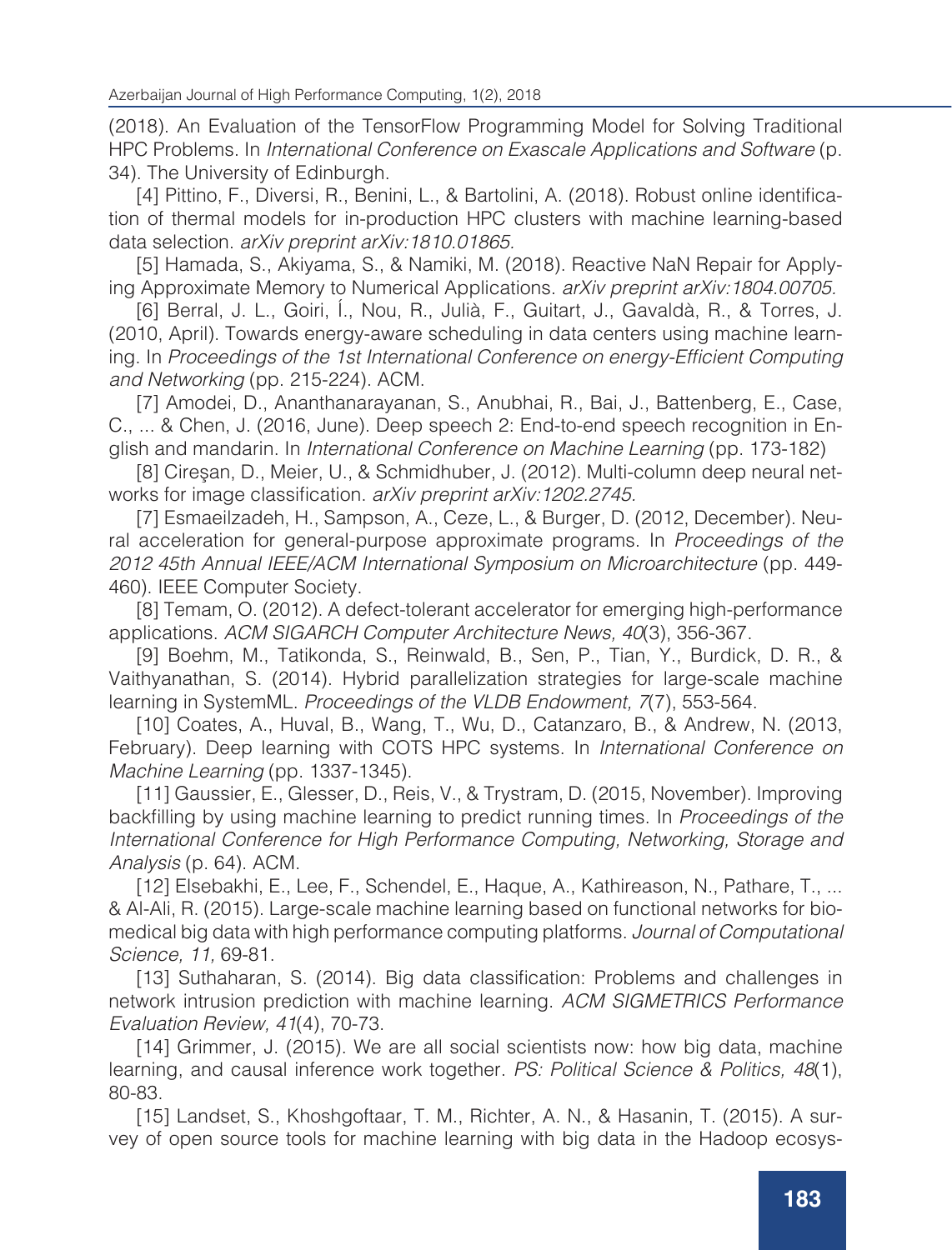(2018). An Evaluation of the TensorFlow Programming Model for Solving Traditional HPC Problems. In *International Conference on Exascale Applications and Software* (p. 34). The University of Edinburgh.

[4] Pittino, F., Diversi, R., Benini, L., & Bartolini, A. (2018). Robust online identification of thermal models for in-production HPC clusters with machine learning-based data selection. *arXiv preprint arXiv:1810.01865.*

[5] Hamada, S., Akiyama, S., & Namiki, M. (2018). Reactive NaN Repair for Applying Approximate Memory to Numerical Applications. *arXiv preprint arXiv:1804.00705.*

[6] Berral, J. L., Goiri, Í., Nou, R., Julià, F., Guitart, J., Gavaldà, R., & Torres, J. (2010, April). Towards energy-aware scheduling in data centers using machine learning. In *Proceedings of the 1st International Conference on energy-Efficient Computing and Networking* (pp. 215-224). ACM.

[7] Amodei, D., Ananthanarayanan, S., Anubhai, R., Bai, J., Battenberg, E., Case, C., ... & Chen, J. (2016, June). Deep speech 2: End-to-end speech recognition in English and mandarin. In *International Conference on Machine Learning* (pp. 173-182)

[8] Cireşan, D., Meier, U., & Schmidhuber, J. (2012). Multi-column deep neural networks for image classification. *arXiv preprint arXiv:1202.2745.*

[7] Esmaeilzadeh, H., Sampson, A., Ceze, L., & Burger, D. (2012, December). Neural acceleration for general-purpose approximate programs. In *Proceedings of the 2012 45th Annual IEEE/ACM International Symposium on Microarchitecture* (pp. 449-460). IEEE Computer Society.

[8] Temam, O. (2012). A defect-tolerant accelerator for emerging high-performance applications. *ACM SIGARCH Computer Architecture News, 40*(3), 356-367.

[9] Boehm, M., Tatikonda, S., Reinwald, B., Sen, P., Tian, Y., Burdick, D. R., & Vaithyanathan, S. (2014). Hybrid parallelization strategies for large-scale machine learning in SystemML. *Proceedings of the VLDB Endowment, 7*(7), 553-564.

[10] Coates, A., Huval, B., Wang, T., Wu, D., Catanzaro, B., & Andrew, N. (2013, February). Deep learning with COTS HPC systems. In *International Conference on Machine Learning* (pp. 1337-1345).

[11] Gaussier, E., Glesser, D., Reis, V., & Trystram, D. (2015, November). Improving backfilling by using machine learning to predict running times. In *Proceedings of the International Conference for High Performance Computing, Networking, Storage and Analysis* (p. 64). ACM.

[12] Elsebakhi, E., Lee, F., Schendel, E., Haque, A., Kathireason, N., Pathare, T., ... & Al-Ali, R. (2015). Large-scale machine learning based on functional networks for biomedical big data with high performance computing platforms. *Journal of Computational Science, 11,* 69-81.

[13] Suthaharan, S. (2014). Big data classification: Problems and challenges in network intrusion prediction with machine learning. *ACM SIGMETRICS Performance Evaluation Review, 41*(4), 70-73.

[14] Grimmer, J. (2015). We are all social scientists now: how big data, machine learning, and causal inference work together. *PS: Political Science & Politics, 48*(1), 80-83.

[15] Landset, S., Khoshgoftaar, T. M., Richter, A. N., & Hasanin, T. (2015). A survey of open source tools for machine learning with big data in the Hadoop ecosys-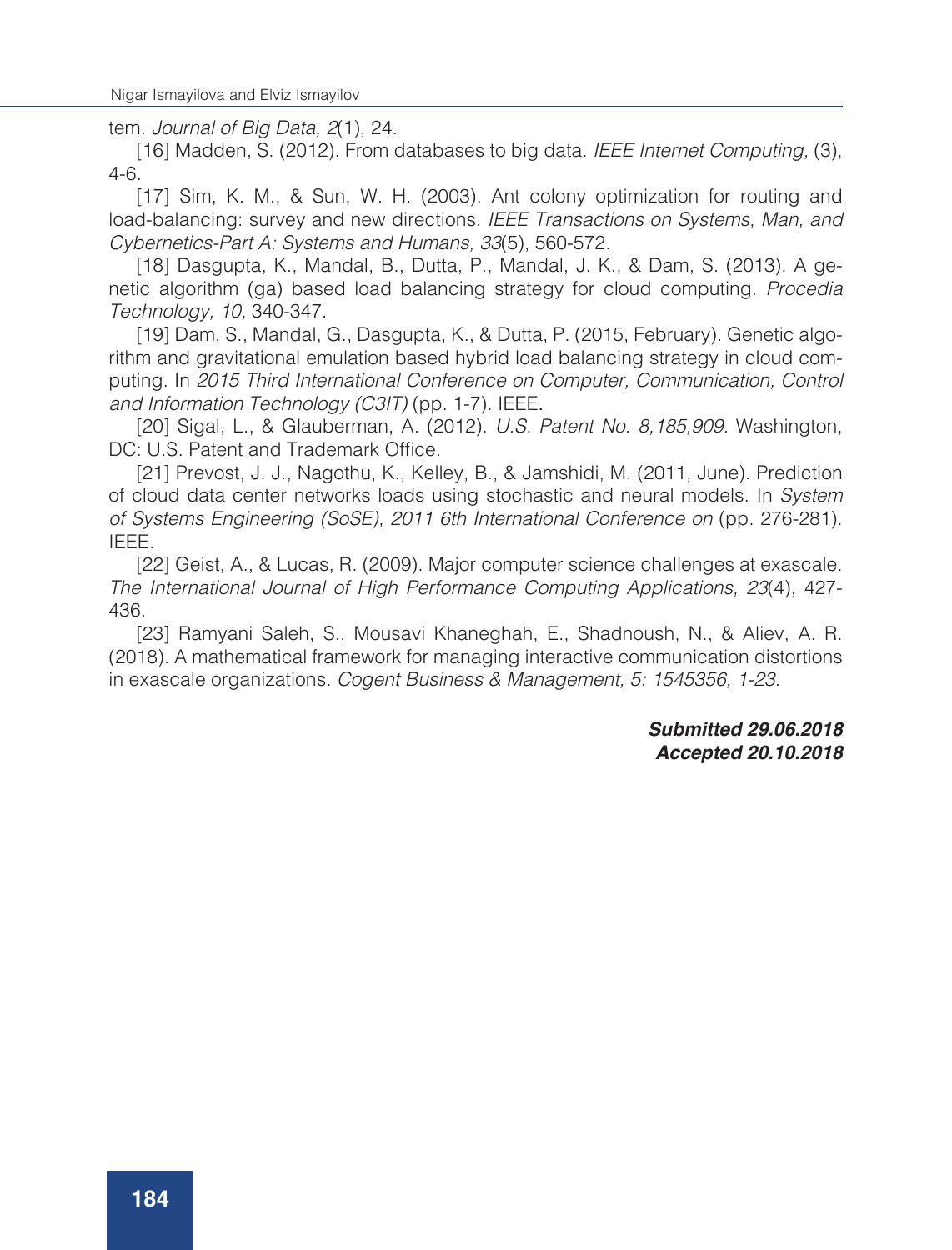tem. *Journal of Big Data, 2*(1), 24.

[16] Madden, S. (2012). From databases to big data. *IEEE Internet Computing,* (3), 4-6.

[17] Sim, K. M., & Sun, W. H. (2003). Ant colony optimization for routing and load-balancing: survey and new directions. *IEEE Transactions on Systems, Man, and Cybernetics-Part A: Systems and Humans, 33*(5), 560-572.

[18] Dasgupta, K., Mandal, B., Dutta, P., Mandal, J. K., & Dam, S. (2013). A genetic algorithm (ga) based load balancing strategy for cloud computing. *Procedia Technology, 10,* 340-347.

[19] Dam, S., Mandal, G., Dasgupta, K., & Dutta, P. (2015, February). Genetic algorithm and gravitational emulation based hybrid load balancing strategy in cloud computing. In *2015 Third International Conference on Computer, Communication, Control and Information Technology (C3IT)* (pp. 1-7). IEEE.

[20] Sigal, L., & Glauberman, A. (2012). *U.S. Patent No. 8,185,909.* Washington, DC: U.S. Patent and Trademark Office.

[21] Prevost, J. J., Nagothu, K., Kelley, B., & Jamshidi, M. (2011, June). Prediction of cloud data center networks loads using stochastic and neural models. In *System of Systems Engineering (SoSE), 2011 6th International Conference on* (pp. 276-281). IEEE.

[22] Geist, A., & Lucas, R. (2009). Major computer science challenges at exascale. *The International Journal of High Performance Computing Applications, 23*(4), 427-436.

[23] Ramyani Saleh, S., Mousavi Khaneghah, E., Shadnoush, N., & Aliev, A. R. (2018). A mathematical framework for managing interactive communication distortions in exascale organizations. *Cogent Business & Management, 5: 1545356, 1-23.*

***Submitted 29.06.2018***
***Accepted 20.10.2018***